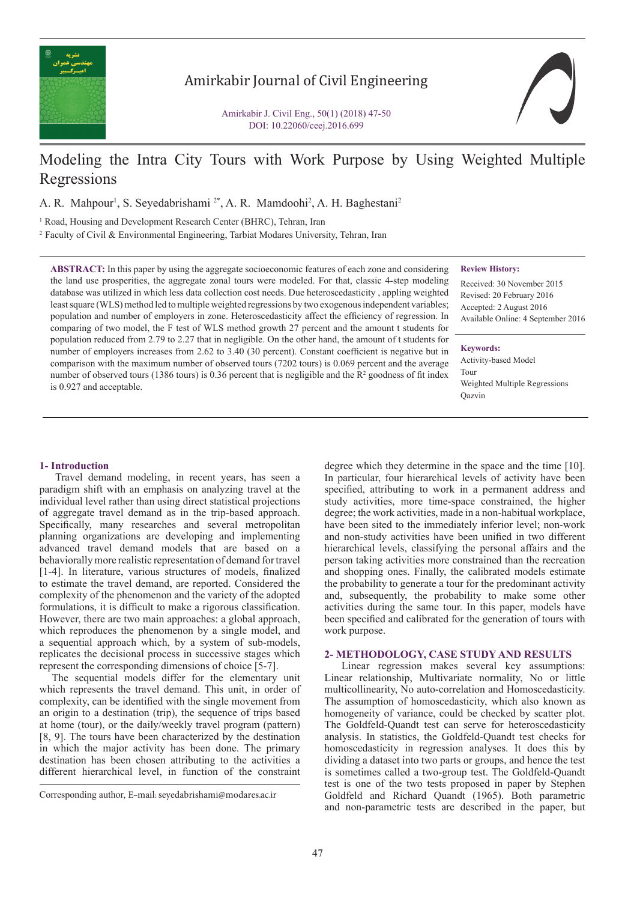# Modeling the Intra City Tours with Work Purpose by Using Weighted Multiple Regressions

A. R. Mahpour[1], S. Seyedabrishami [2*], A. R. Mamdoohi[2], A. H. Baghestani[2]

[1] Road, Housing and Development Research Center (BHRC), Tehran, Iran

[2] Faculty of Civil & Environmental Engineering, Tarbiat Modares University, Tehran, Iran

**ABSTRACT:** In this paper by using the aggregate socioeconomic features of each zone and considering the land use prosperities, the aggregate zonal tours were modeled. For that, classic 4-step modeling database was utilized in which less data collection cost needs. Due heteroscedasticity , appling weighted least square (WLS) method led to multiple weighted regressions by two exogenous independent variables; population and number of employers in zone. Heteroscedasticity affect the efficiency of regression. In comparing of two model, the F test of WLS method growth 27 percent and the amount t students for population reduced from 2.79 to 2.27 that in negligible. On the other hand, the amount of t students for number of employers increases from 2.62 to 3.40 (30 percent). Constant coefficient is negative but in comparison with the maximum number of observed tours (7202 tours) is 0.069 percent and the average number of observed tours (1386 tours) is 0.36 percent that is negligible and the $R^2$ goodness of fit index is 0.927 and acceptable.

**Review History:**

Received: 30 November 2015
Revised: 20 February 2016
Accepted: 2 August 2016
Available Online: 4 September 2016

**Keywords:**

Activity-based Model
Tour
Weighted Multiple Regressions
Qazvin

## 1- Introduction

Travel demand modeling, in recent years, has seen a paradigm shift with an emphasis on analyzing travel at the individual level rather than using direct statistical projections of aggregate travel demand as in the trip-based approach. Specifically, many researches and several metropolitan planning organizations are developing and implementing advanced travel demand models that are based on a behaviorally more realistic representation of demand for travel [1-4]. In literature, various structures of models, finalized to estimate the travel demand, are reported. Considered the complexity of the phenomenon and the variety of the adopted formulations, it is difficult to make a rigorous classification. However, there are two main approaches: a global approach, which reproduces the phenomenon by a single model, and a sequential approach which, by a system of sub-models, replicates the decisional process in successive stages which represent the corresponding dimensions of choice [5-7].

The sequential models differ for the elementary unit which represents the travel demand. This unit, in order of complexity, can be identified with the single movement from an origin to a destination (trip), the sequence of trips based at home (tour), or the daily/weekly travel program (pattern) [8, 9]. The tours have been characterized by the destination in which the major activity has been done. The primary destination has been chosen attributing to the activities a different hierarchical level, in function of the constraint degree which they determine in the space and the time [10]. In particular, four hierarchical levels of activity have been specified, attributing to work in a permanent address and study activities, more time-space constrained, the higher degree; the work activities, made in a non-habitual workplace, have been sited to the immediately inferior level; non-work and non-study activities have been unified in two different hierarchical levels, classifying the personal affairs and the person taking activities more constrained than the recreation and shopping ones. Finally, the calibrated models estimate the probability to generate a tour for the predominant activity and, subsequently, the probability to make some other activities during the same tour. In this paper, models have been specified and calibrated for the generation of tours with work purpose.

Corresponding author, E-mail: seyedabrishami@modares.ac.ir

## 2- METHODOLOGY, CASE STUDY AND RESULTS

Linear regression makes several key assumptions: Linear relationship, Multivariate normality, No or little multicollinearity, No auto-correlation and Homoscedasticity. The assumption of homoscedasticity, which also known as homogeneity of variance, could be checked by scatter plot. The Goldfeld-Quandt test can serve for heteroscedasticity analysis. In statistics, the Goldfeld-Quandt test checks for homoscedasticity in regression analyses. It does this by dividing a dataset into two parts or groups, and hence the test is sometimes called a two-group test. The Goldfeld-Quandt test is one of the two tests proposed in paper by Stephen Goldfeld and Richard Quandt (1965). Both parametric and non-parametric tests are described in the paper, but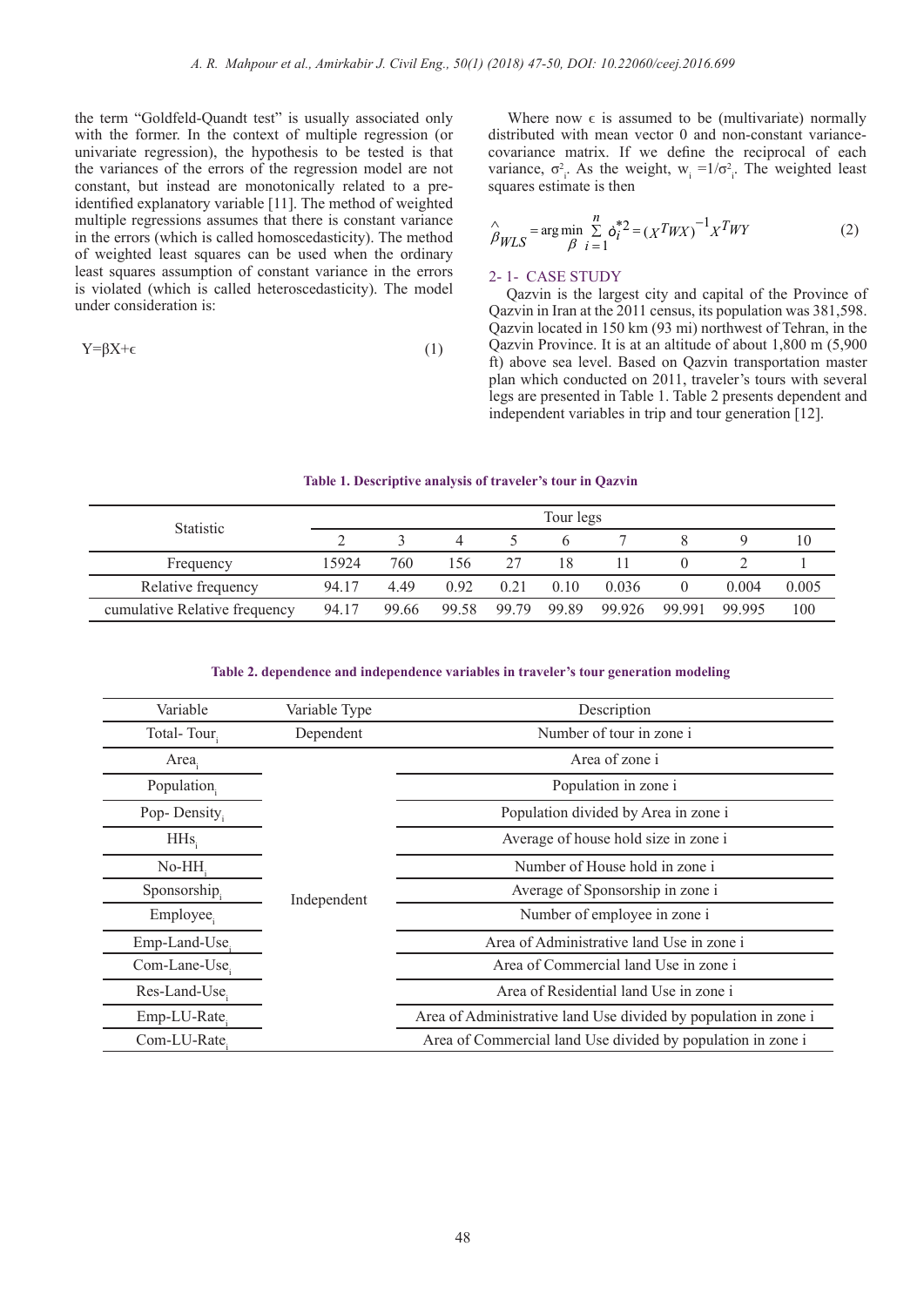the term "Goldfeld-Quandt test" is usually associated only with the former. In the context of multiple regression (or univariate regression), the hypothesis to be tested is that the variances of the errors of the regression model are not constant, but instead are monotonically related to a pre-identified explanatory variable [11]. The method of weighted multiple regressions assumes that there is constant variance in the errors (which is called homoscedasticity). The method of weighted least squares can be used when the ordinary least squares assumption of constant variance in the errors is violated (which is called heteroscedasticity). The model under consideration is:

$$Y=\beta X+\epsilon \tag{1}$$

Where now $\epsilon$ is assumed to be (multivariate) normally distributed with mean vector 0 and non-constant variance-covariance matrix. If we define the reciprocal of each variance, $\sigma^2_i$. As the weight, $w_i = 1/\sigma^2_i$. The weighted least squares estimate is then

$$\hat{\beta}_{WLS} = \arg\min_{\beta} \sum_{i=1}^{n} \epsilon_i^{*2} = (X^T W X)^{-1} X^T W Y \tag{2}$$

## 2- 1- CASE STUDY

Qazvin is the largest city and capital of the Province of Qazvin in Iran at the 2011 census, its population was 381,598. Qazvin located in 150 km (93 mi) northwest of Tehran, in the Qazvin Province. It is at an altitude of about 1,800 m (5,900 ft) above sea level. Based on Qazvin transportation master plan which conducted on 2011, traveler's tours with several legs are presented in Table 1. Table 2 presents dependent and independent variables in trip and tour generation [12].

**Table 1. Descriptive analysis of traveler's tour in Qazvin**

| Statistic | Tour legs | | | | | | | | |
|---|---|---|---|---|---|---|---|---|---|
| | 2 | 3 | 4 | 5 | 6 | 7 | 8 | 9 | 10 |
| Frequency | 15924 | 760 | 156 | 27 | 18 | 11 | 0 | 2 | 1 |
| Relative frequency | 94.17 | 4.49 | 0.92 | 0.21 | 0.10 | 0.036 | 0 | 0.004 | 0.005 |
| cumulative Relative frequency | 94.17 | 99.66 | 99.58 | 99.79 | 99.89 | 99.926 | 99.991 | 99.995 | 100 |

**Table 2. dependence and independence variables in traveler's tour generation modeling**

| Variable | Variable Type | Description |
|---|---|---|
| Total- Tour$_i$ | Dependent | Number of tour in zone i |
| Area$_i$ | Independent | Area of zone i |
| Population$_i$ | | Population in zone i |
| Pop- Density$_i$ | | Population divided by Area in zone i |
| HHs$_i$ | | Average of house hold size in zone i |
| No-HH$_i$ | | Number of House hold in zone i |
| Sponsorship$_i$ | | Average of Sponsorship in zone i |
| Employee$_i$ | | Number of employee in zone i |
| Emp-Land-Use$_i$ | | Area of Administrative land Use in zone i |
| Com-Lane-Use$_i$ | | Area of Commercial land Use in zone i |
| Res-Land-Use$_i$ | | Area of Residential land Use in zone i |
| Emp-LU-Rate$_i$ | | Area of Administrative land Use divided by population in zone i |
| Com-LU-Rate$_i$ | | Area of Commercial land Use divided by population in zone i |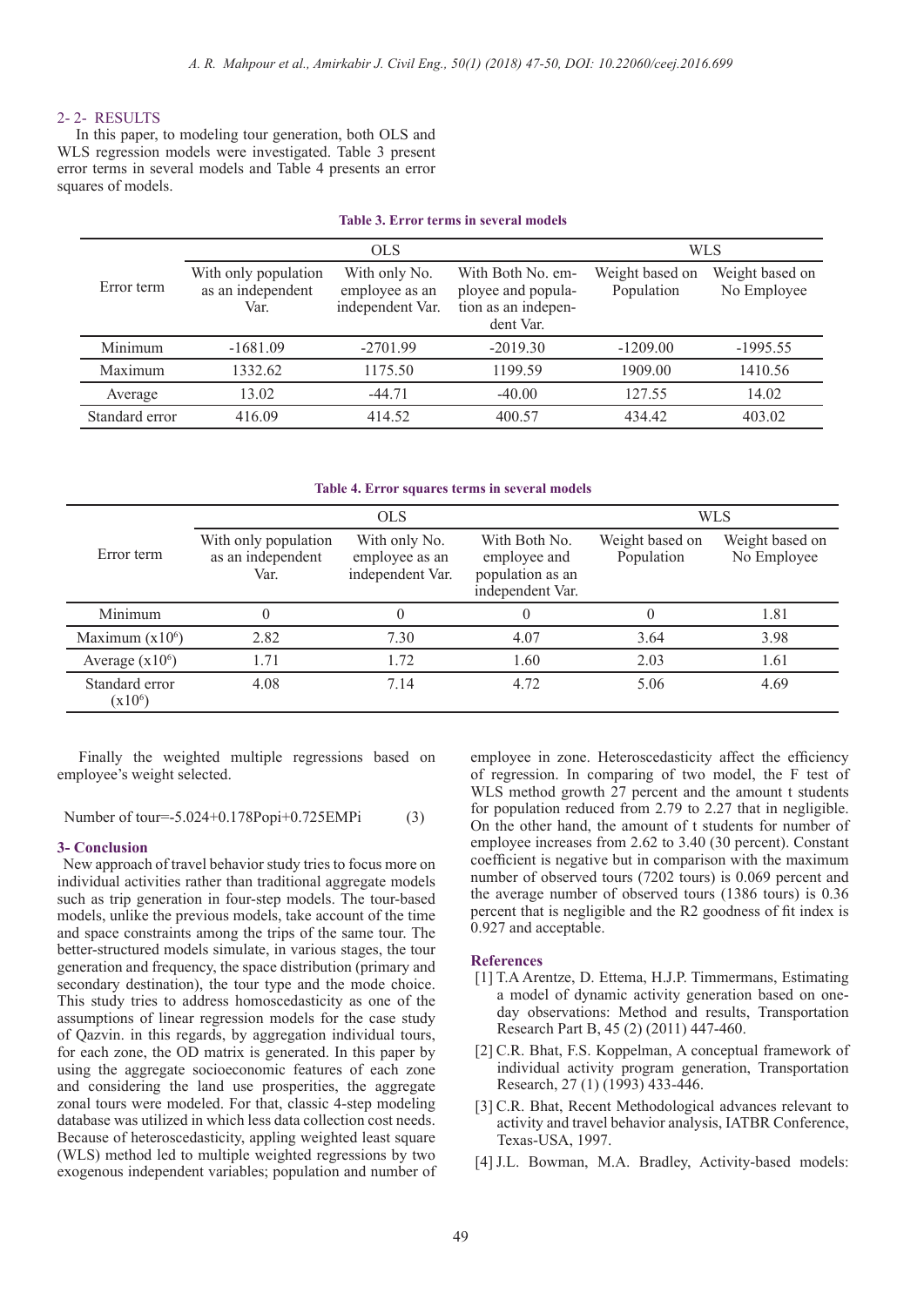### 2- 2- RESULTS

In this paper, to modeling tour generation, both OLS and WLS regression models were investigated. Table 3 present error terms in several models and Table 4 presents an error squares of models.

**Table 3. Error terms in several models**

| Error term | OLS | | | WLS | |
|---|---|---|---|---|---|
| | With only population as an independent Var. | With only No. employee as an independent Var. | With Both No. employee and population as an independent Var. | Weight based on Population | Weight based on No Employee |
| Minimum | -1681.09 | -2701.99 | -2019.30 | -1209.00 | -1995.55 |
| Maximum | 1332.62 | 1175.50 | 1199.59 | 1909.00 | 1410.56 |
| Average | 13.02 | -44.71 | -40.00 | 127.55 | 14.02 |
| Standard error | 416.09 | 414.52 | 400.57 | 434.42 | 403.02 |

**Table 4. Error squares terms in several models**

| Error term | OLS | | | WLS | |
|---|---|---|---|---|---|
| | With only population as an independent Var. | With only No. employee as an independent Var. | With Both No. employee and population as an independent Var. | Weight based on Population | Weight based on No Employee |
| Minimum | 0 | 0 | 0 | 0 | 1.81 |
| Maximum ($x10^6$) | 2.82 | 7.30 | 4.07 | 3.64 | 3.98 |
| Average ($x10^6$) | 1.71 | 1.72 | 1.60 | 2.03 | 1.61 |
| Standard error ($x10^6$) | 4.08 | 7.14 | 4.72 | 5.06 | 4.69 |

Finally the weighted multiple regressions based on employee's weight selected.

$$\text{Number of tour}=-5.024+0.178Pop_i+0.725EMP_i \quad (3)$$

### 3- Conclusion

New approach of travel behavior study tries to focus more on individual activities rather than traditional aggregate models such as trip generation in four-step models. The tour-based models, unlike the previous models, take account of the time and space constraints among the trips of the same tour. The better-structured models simulate, in various stages, the tour generation and frequency, the space distribution (primary and secondary destination), the tour type and the mode choice. This study tries to address homoscedasticity as one of the assumptions of linear regression models for the case study of Qazvin. in this regards, by aggregation individual tours, for each zone, the OD matrix is generated. This paper by using the aggregate socioeconomic features of each zone and considering the land use prosperities, the aggregate zonal tours were modeled. For that, classic 4-step modeling database was utilized in which less data collection cost needs. Because of heteroscedasticity, appling weighted least square (WLS) method led to multiple weighted regressions by two exogenous independent variables; population and number of employee in zone. Heteroscedasticity affect the efficiency of regression. In comparing of two model, the F test of WLS method growth 27 percent and the amount t students for population reduced from 2.79 to 2.27 that in negligible. On the other hand, the amount of t students for number of employee increases from 2.62 to 3.40 (30 percent). Constant coefficient is negative but in comparison with the maximum number of observed tours (7202 tours) is 0.069 percent and the average number of observed tours (1386 tours) is 0.36 percent that is negligible and the R2 goodness of fit index is 0.927 and acceptable.

### References

[1] T.A Arentze, D. Ettema, H.J.P. Timmermans, Estimating a model of dynamic activity generation based on one-day observations: Method and results, Transportation Research Part B, 45 (2) (2011) 447-460.

[2] C.R. Bhat, F.S. Koppelman, A conceptual framework of individual activity program generation, Transportation Research, 27 (1) (1993) 433-446.

[3] C.R. Bhat, Recent Methodological advances relevant to activity and travel behavior analysis, IATBR Conference, Texas-USA, 1997.

[4] J.L. Bowman, M.A. Bradley, Activity-based models: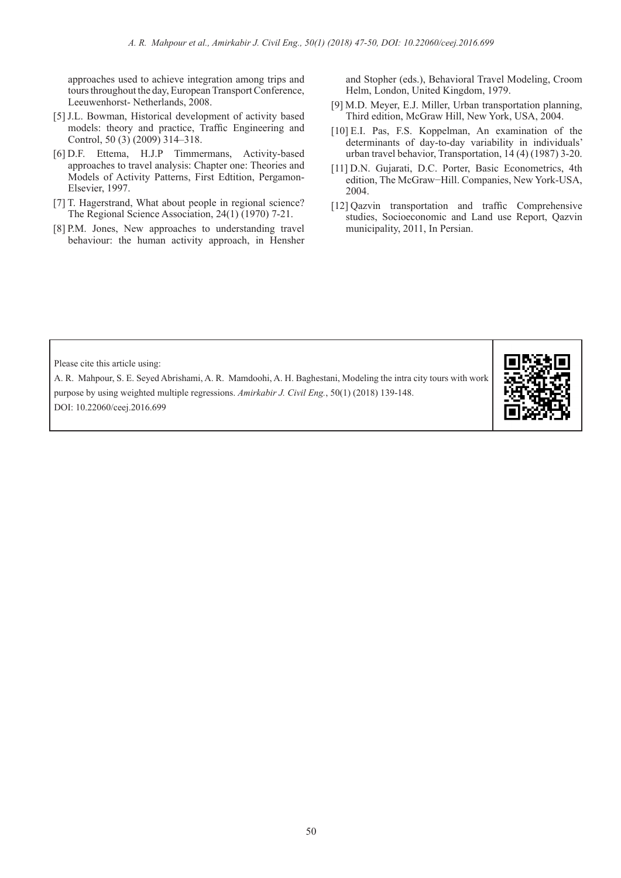approaches used to achieve integration among trips and tours throughout the day, European Transport Conference, Leeuwenhorst- Netherlands, 2008.

[5] J.L. Bowman, Historical development of activity based models: theory and practice, Traffic Engineering and Control, 50 (3) (2009) 314–318.

[6] D.F. Ettema, H.J.P Timmermans, Activity-based approaches to travel analysis: Chapter one: Theories and Models of Activity Patterns, First Edtition, Pergamon-Elsevier, 1997.

[7] T. Hagerstrand, What about people in regional science? The Regional Science Association, 24(1) (1970) 7-21.

[8] P.M. Jones, New approaches to understanding travel behaviour: the human activity approach, in Hensher and Stopher (eds.), Behavioral Travel Modeling, Croom Helm, London, United Kingdom, 1979.

[9] M.D. Meyer, E.J. Miller, Urban transportation planning, Third edition, McGraw Hill, New York, USA, 2004.

[10] E.I. Pas, F.S. Koppelman, An examination of the determinants of day-to-day variability in individuals' urban travel behavior, Transportation, 14 (4) (1987) 3-20.

[11] D.N. Gujarati, D.C. Porter, Basic Econometrics, 4th edition, The McGraw−Hill. Companies, New York-USA, 2004.

[12] Qazvin transportation and traffic Comprehensive studies, Socioeconomic and Land use Report, Qazvin municipality, 2011, In Persian.

Please cite this article using:

A. R. Mahpour, S. E. Seyed Abrishami, A. R. Mamdoohi, A. H. Baghestani, Modeling the intra city tours with work purpose by using weighted multiple regressions. *Amirkabir J. Civil Eng.*, 50(1) (2018) 139-148.

DOI: 10.22060/ceej.2016.699